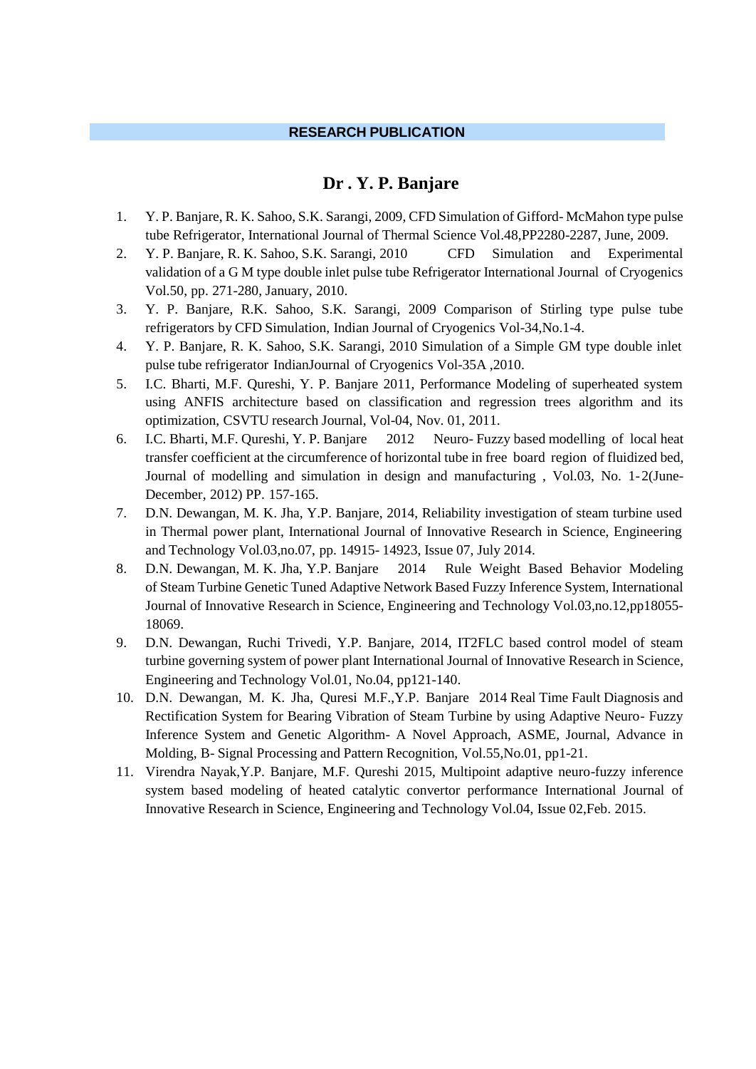## RESEARCH PUBLICATION

# Dr . Y. P. Banjare

1. Y. P. Banjare, R. K. Sahoo, S.K. Sarangi, 2009, CFD Simulation of Gifford- McMahon type pulse tube Refrigerator, International Journal of Thermal Science Vol.48,PP2280-2287, June, 2009.
2. Y. P. Banjare, R. K. Sahoo, S.K. Sarangi, 2010 CFD Simulation and Experimental validation of a G M type double inlet pulse tube Refrigerator International Journal of Cryogenics Vol.50, pp. 271-280, January, 2010.
3. Y. P. Banjare, R.K. Sahoo, S.K. Sarangi, 2009 Comparison of Stirling type pulse tube refrigerators by CFD Simulation, Indian Journal of Cryogenics Vol-34,No.1-4.
4. Y. P. Banjare, R. K. Sahoo, S.K. Sarangi, 2010 Simulation of a Simple GM type double inlet pulse tube refrigerator IndianJournal of Cryogenics Vol-35A ,2010.
5. I.C. Bharti, M.F. Qureshi, Y. P. Banjare 2011, Performance Modeling of superheated system using ANFIS architecture based on classification and regression trees algorithm and its optimization, CSVTU research Journal, Vol-04, Nov. 01, 2011.
6. I.C. Bharti, M.F. Qureshi, Y. P. Banjare 2012 Neuro- Fuzzy based modelling of local heat transfer coefficient at the circumference of horizontal tube in free board region of fluidized bed, Journal of modelling and simulation in design and manufacturing , Vol.03, No. 1-2(June-December, 2012) PP. 157-165.
7. D.N. Dewangan, M. K. Jha, Y.P. Banjare, 2014, Reliability investigation of steam turbine used in Thermal power plant, International Journal of Innovative Research in Science, Engineering and Technology Vol.03,no.07, pp. 14915- 14923, Issue 07, July 2014.
8. D.N. Dewangan, M. K. Jha, Y.P. Banjare 2014 Rule Weight Based Behavior Modeling of Steam Turbine Genetic Tuned Adaptive Network Based Fuzzy Inference System, International Journal of Innovative Research in Science, Engineering and Technology Vol.03,no.12,pp18055-18069.
9. D.N. Dewangan, Ruchi Trivedi, Y.P. Banjare, 2014, IT2FLC based control model of steam turbine governing system of power plant International Journal of Innovative Research in Science, Engineering and Technology Vol.01, No.04, pp121-140.
10. D.N. Dewangan, M. K. Jha, Quresi M.F.,Y.P. Banjare 2014 Real Time Fault Diagnosis and Rectification System for Bearing Vibration of Steam Turbine by using Adaptive Neuro- Fuzzy Inference System and Genetic Algorithm- A Novel Approach, ASME, Journal, Advance in Molding, B- Signal Processing and Pattern Recognition, Vol.55,No.01, pp1-21.
11. Virendra Nayak,Y.P. Banjare, M.F. Qureshi 2015, Multipoint adaptive neuro-fuzzy inference system based modeling of heated catalytic convertor performance International Journal of Innovative Research in Science, Engineering and Technology Vol.04, Issue 02,Feb. 2015.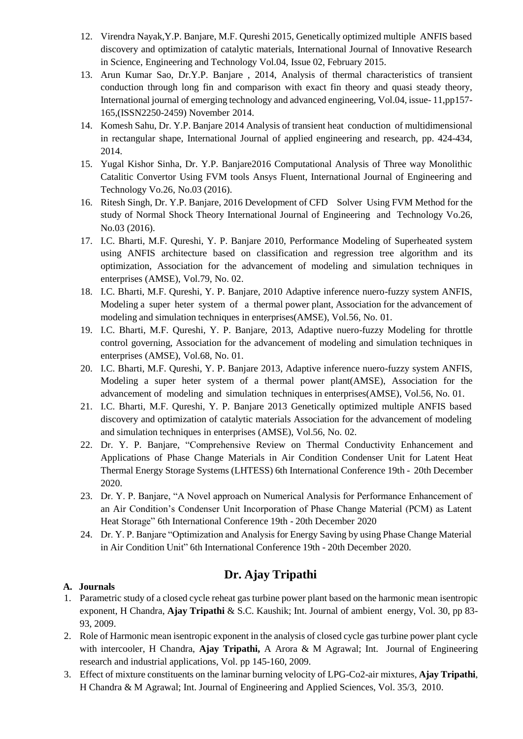12. Virendra Nayak,Y.P. Banjare, M.F. Qureshi 2015, Genetically optimized multiple ANFIS based discovery and optimization of catalytic materials, International Journal of Innovative Research in Science, Engineering and Technology Vol.04, Issue 02, February 2015.
13. Arun Kumar Sao, Dr.Y.P. Banjare , 2014, Analysis of thermal characteristics of transient conduction through long fin and comparison with exact fin theory and quasi steady theory, International journal of emerging technology and advanced engineering, Vol.04, issue- 11,pp157-165,(ISSN2250-2459) November 2014.
14. Komesh Sahu, Dr. Y.P. Banjare 2014 Analysis of transient heat conduction of multidimensional in rectangular shape, International Journal of applied engineering and research, pp. 424-434, 2014.
15. Yugal Kishor Sinha, Dr. Y.P. Banjare2016 Computational Analysis of Three way Monolithic Catalitic Convertor Using FVM tools Ansys Fluent, International Journal of Engineering and Technology Vo.26, No.03 (2016).
16. Ritesh Singh, Dr. Y.P. Banjare, 2016 Development of CFD Solver Using FVM Method for the study of Normal Shock Theory International Journal of Engineering and Technology Vo.26, No.03 (2016).
17. I.C. Bharti, M.F. Qureshi, Y. P. Banjare 2010, Performance Modeling of Superheated system using ANFIS architecture based on classification and regression tree algorithm and its optimization, Association for the advancement of modeling and simulation techniques in enterprises (AMSE), Vol.79, No. 02.
18. I.C. Bharti, M.F. Qureshi, Y. P. Banjare, 2010 Adaptive inference nuero-fuzzy system ANFIS, Modeling a super heter system of a thermal power plant, Association for the advancement of modeling and simulation techniques in enterprises(AMSE), Vol.56, No. 01.
19. I.C. Bharti, M.F. Qureshi, Y. P. Banjare, 2013, Adaptive nuero-fuzzy Modeling for throttle control governing, Association for the advancement of modeling and simulation techniques in enterprises (AMSE), Vol.68, No. 01.
20. I.C. Bharti, M.F. Qureshi, Y. P. Banjare 2013, Adaptive inference nuero-fuzzy system ANFIS, Modeling a super heter system of a thermal power plant(AMSE), Association for the advancement of modeling and simulation techniques in enterprises(AMSE), Vol.56, No. 01.
21. I.C. Bharti, M.F. Qureshi, Y. P. Banjare 2013 Genetically optimized multiple ANFIS based discovery and optimization of catalytic materials Association for the advancement of modeling and simulation techniques in enterprises (AMSE), Vol.56, No. 02.
22. Dr. Y. P. Banjare, "Comprehensive Review on Thermal Conductivity Enhancement and Applications of Phase Change Materials in Air Condition Condenser Unit for Latent Heat Thermal Energy Storage Systems (LHTESS) 6th International Conference 19th - 20th December 2020.
23. Dr. Y. P. Banjare, "A Novel approach on Numerical Analysis for Performance Enhancement of an Air Condition's Condenser Unit Incorporation of Phase Change Material (PCM) as Latent Heat Storage" 6th International Conference 19th - 20th December 2020
24. Dr. Y. P. Banjare "Optimization and Analysis for Energy Saving by using Phase Change Material in Air Condition Unit" 6th International Conference 19th - 20th December 2020.

## Dr. Ajay Tripathi

**A. Journals**

1. Parametric study of a closed cycle reheat gas turbine power plant based on the harmonic mean isentropic exponent, H Chandra, **Ajay Tripathi** & S.C. Kaushik; Int. Journal of ambient energy, Vol. 30, pp 83-93, 2009.
2. Role of Harmonic mean isentropic exponent in the analysis of closed cycle gas turbine power plant cycle with intercooler, H Chandra, **Ajay Tripathi,** A Arora & M Agrawal; Int. Journal of Engineering research and industrial applications, Vol. pp 145-160, 2009.
3. Effect of mixture constituents on the laminar burning velocity of LPG-Co2-air mixtures, **Ajay Tripathi**, H Chandra & M Agrawal; Int. Journal of Engineering and Applied Sciences, Vol. 35/3, 2010.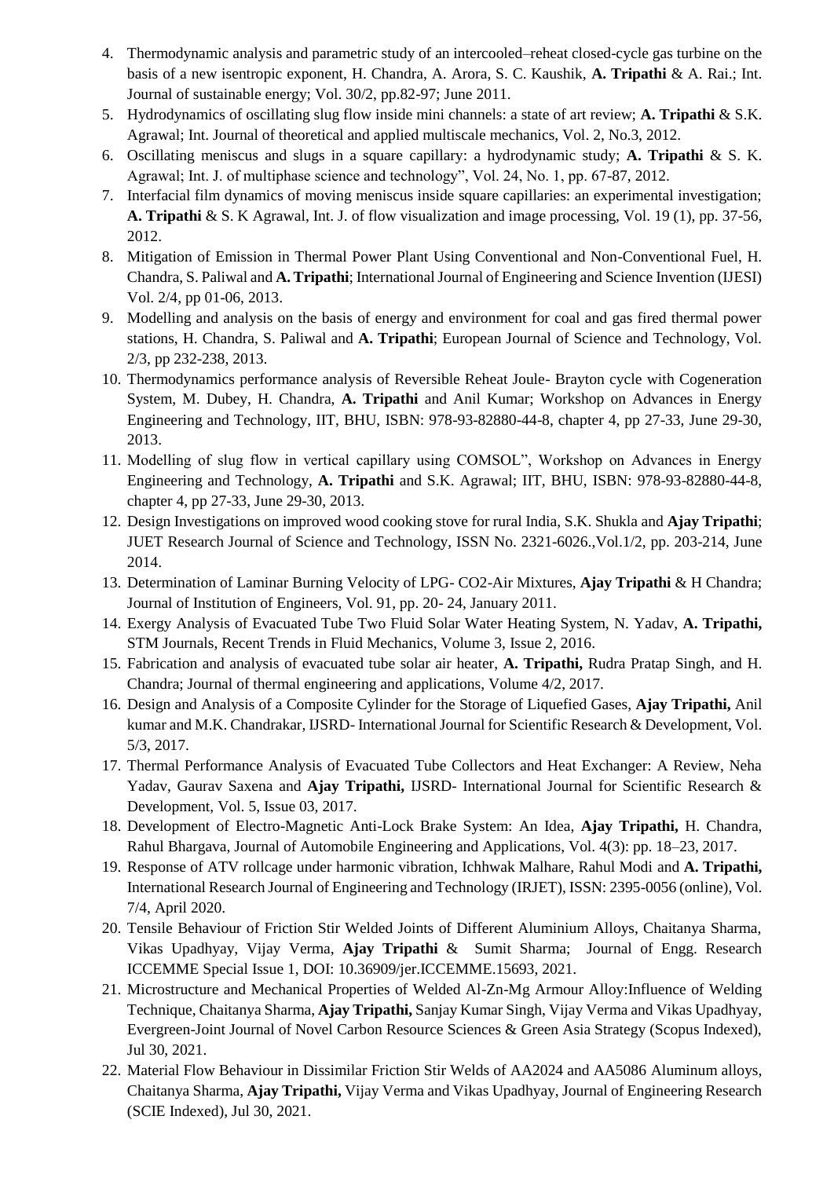4. Thermodynamic analysis and parametric study of an intercooled–reheat closed-cycle gas turbine on the basis of a new isentropic exponent, H. Chandra, A. Arora, S. C. Kaushik, **A. Tripathi** & A. Rai.; Int. Journal of sustainable energy; Vol. 30/2, pp.82-97; June 2011.
5. Hydrodynamics of oscillating slug flow inside mini channels: a state of art review; **A. Tripathi** & S.K. Agrawal; Int. Journal of theoretical and applied multiscale mechanics, Vol. 2, No.3, 2012.
6. Oscillating meniscus and slugs in a square capillary: a hydrodynamic study; **A. Tripathi** & S. K. Agrawal; Int. J. of multiphase science and technology", Vol. 24, No. 1, pp. 67-87, 2012.
7. Interfacial film dynamics of moving meniscus inside square capillaries: an experimental investigation; **A. Tripathi** & S. K Agrawal, Int. J. of flow visualization and image processing, Vol. 19 (1), pp. 37-56, 2012.
8. Mitigation of Emission in Thermal Power Plant Using Conventional and Non-Conventional Fuel, H. Chandra, S. Paliwal and **A. Tripathi**; International Journal of Engineering and Science Invention (IJESI) Vol. 2/4, pp 01-06, 2013.
9. Modelling and analysis on the basis of energy and environment for coal and gas fired thermal power stations, H. Chandra, S. Paliwal and **A. Tripathi**; European Journal of Science and Technology, Vol. 2/3, pp 232-238, 2013.
10. Thermodynamics performance analysis of Reversible Reheat Joule- Brayton cycle with Cogeneration System, M. Dubey, H. Chandra, **A. Tripathi** and Anil Kumar; Workshop on Advances in Energy Engineering and Technology, IIT, BHU, ISBN: 978-93-82880-44-8, chapter 4, pp 27-33, June 29-30, 2013.
11. Modelling of slug flow in vertical capillary using COMSOL", Workshop on Advances in Energy Engineering and Technology, **A. Tripathi** and S.K. Agrawal; IIT, BHU, ISBN: 978-93-82880-44-8, chapter 4, pp 27-33, June 29-30, 2013.
12. Design Investigations on improved wood cooking stove for rural India, S.K. Shukla and **Ajay Tripathi**; JUET Research Journal of Science and Technology, ISSN No. 2321-6026.,Vol.1/2, pp. 203-214, June 2014.
13. Determination of Laminar Burning Velocity of LPG- CO2-Air Mixtures, **Ajay Tripathi** & H Chandra; Journal of Institution of Engineers, Vol. 91, pp. 20- 24, January 2011.
14. Exergy Analysis of Evacuated Tube Two Fluid Solar Water Heating System, N. Yadav, **A. Tripathi,** STM Journals, Recent Trends in Fluid Mechanics, Volume 3, Issue 2, 2016.
15. Fabrication and analysis of evacuated tube solar air heater, **A. Tripathi,** Rudra Pratap Singh, and H. Chandra; Journal of thermal engineering and applications, Volume 4/2, 2017.
16. Design and Analysis of a Composite Cylinder for the Storage of Liquefied Gases, **Ajay Tripathi,** Anil kumar and M.K. Chandrakar, IJSRD- International Journal for Scientific Research & Development, Vol. 5/3, 2017.
17. Thermal Performance Analysis of Evacuated Tube Collectors and Heat Exchanger: A Review, Neha Yadav, Gaurav Saxena and **Ajay Tripathi,** IJSRD- International Journal for Scientific Research & Development, Vol. 5, Issue 03, 2017.
18. Development of Electro-Magnetic Anti-Lock Brake System: An Idea, **Ajay Tripathi,** H. Chandra, Rahul Bhargava, Journal of Automobile Engineering and Applications, Vol. 4(3): pp. 18–23, 2017.
19. Response of ATV rollcage under harmonic vibration, Ichhwak Malhare, Rahul Modi and **A. Tripathi,** International Research Journal of Engineering and Technology (IRJET), ISSN: 2395-0056 (online), Vol. 7/4, April 2020.
20. Tensile Behaviour of Friction Stir Welded Joints of Different Aluminium Alloys, Chaitanya Sharma, Vikas Upadhyay, Vijay Verma, **Ajay Tripathi** & Sumit Sharma; Journal of Engg. Research ICCEMME Special Issue 1, DOI: 10.36909/jer.ICCEMME.15693, 2021.
21. Microstructure and Mechanical Properties of Welded Al-Zn-Mg Armour Alloy:Influence of Welding Technique, Chaitanya Sharma, **Ajay Tripathi,** Sanjay Kumar Singh, Vijay Verma and Vikas Upadhyay, Evergreen-Joint Journal of Novel Carbon Resource Sciences & Green Asia Strategy (Scopus Indexed), Jul 30, 2021.
22. Material Flow Behaviour in Dissimilar Friction Stir Welds of AA2024 and AA5086 Aluminum alloys, Chaitanya Sharma, **Ajay Tripathi,** Vijay Verma and Vikas Upadhyay, Journal of Engineering Research (SCIE Indexed), Jul 30, 2021.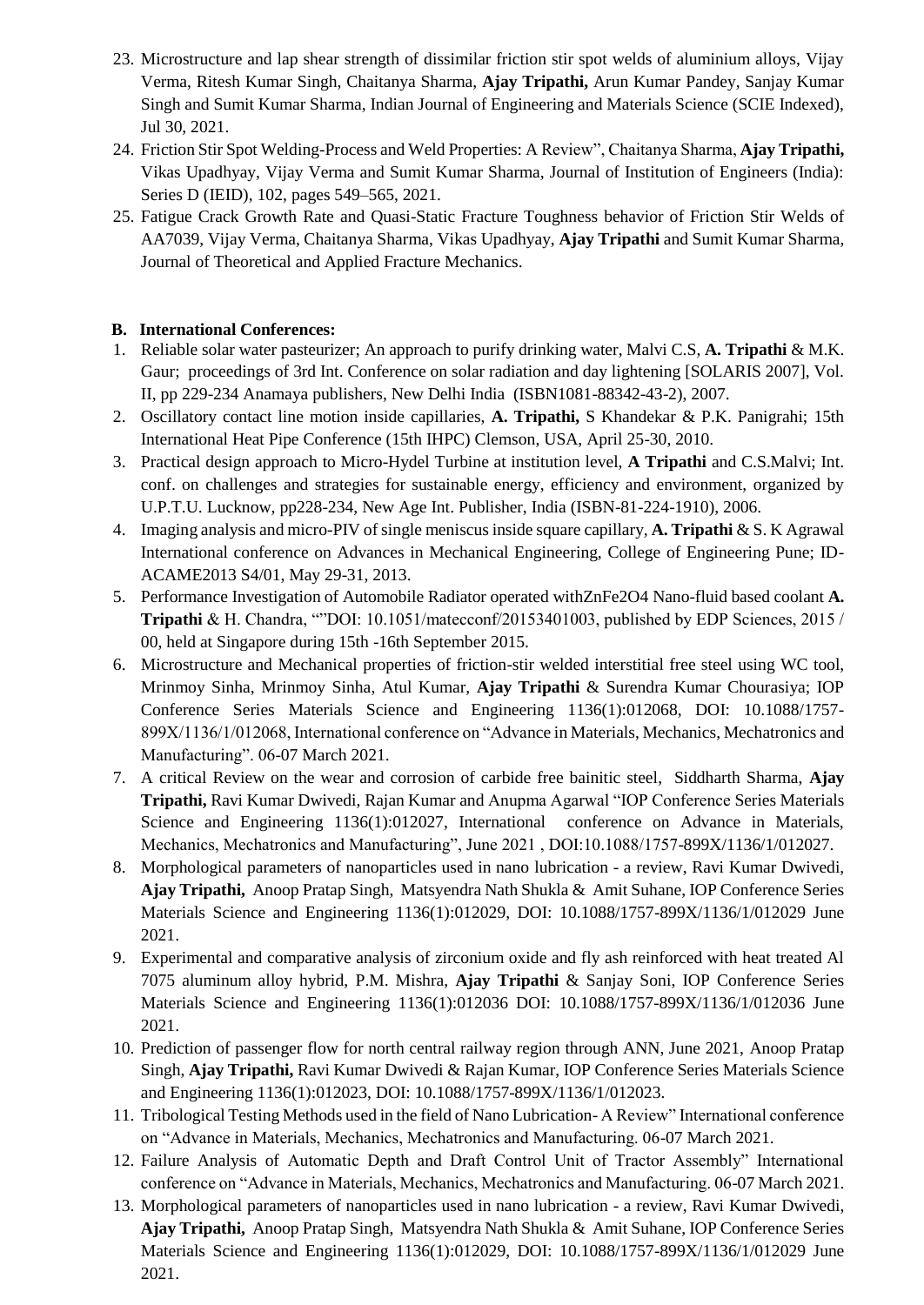23. Microstructure and lap shear strength of dissimilar friction stir spot welds of aluminium alloys, Vijay Verma, Ritesh Kumar Singh, Chaitanya Sharma, **Ajay Tripathi,** Arun Kumar Pandey, Sanjay Kumar Singh and Sumit Kumar Sharma, Indian Journal of Engineering and Materials Science (SCIE Indexed), Jul 30, 2021.
24. Friction Stir Spot Welding-Process and Weld Properties: A Review", Chaitanya Sharma, **Ajay Tripathi,** Vikas Upadhyay, Vijay Verma and Sumit Kumar Sharma, Journal of Institution of Engineers (India): Series D (IEID), 102, pages 549–565, 2021.
25. Fatigue Crack Growth Rate and Quasi-Static Fracture Toughness behavior of Friction Stir Welds of AA7039, Vijay Verma, Chaitanya Sharma, Vikas Upadhyay, **Ajay Tripathi** and Sumit Kumar Sharma, Journal of Theoretical and Applied Fracture Mechanics.

**B. International Conferences:**

1. Reliable solar water pasteurizer; An approach to purify drinking water, Malvi C.S, **A. Tripathi** & M.K. Gaur; proceedings of 3rd Int. Conference on solar radiation and day lightening [SOLARIS 2007], Vol. II, pp 229-234 Anamaya publishers, New Delhi India (ISBN1081-88342-43-2), 2007.
2. Oscillatory contact line motion inside capillaries, **A. Tripathi,** S Khandekar & P.K. Panigrahi; 15th International Heat Pipe Conference (15th IHPC) Clemson, USA, April 25-30, 2010.
3. Practical design approach to Micro-Hydel Turbine at institution level, **A Tripathi** and C.S.Malvi; Int. conf. on challenges and strategies for sustainable energy, efficiency and environment, organized by U.P.T.U. Lucknow, pp228-234, New Age Int. Publisher, India (ISBN-81-224-1910), 2006.
4. Imaging analysis and micro-PIV of single meniscus inside square capillary, **A. Tripathi** & S. K Agrawal International conference on Advances in Mechanical Engineering, College of Engineering Pune; ID-ACAME2013 S4/01, May 29-31, 2013.
5. Performance Investigation of Automobile Radiator operated withZnFe2O4 Nano-fluid based coolant **A. Tripathi** & H. Chandra, ""DOI: 10.1051/matecconf/20153401003, published by EDP Sciences, 2015 / 00, held at Singapore during 15th -16th September 2015.
6. Microstructure and Mechanical properties of friction-stir welded interstitial free steel using WC tool, Mrinmoy Sinha, Mrinmoy Sinha, Atul Kumar, **Ajay Tripathi** & Surendra Kumar Chourasiya; IOP Conference Series Materials Science and Engineering 1136(1):012068, DOI: 10.1088/1757-899X/1136/1/012068, International conference on "Advance in Materials, Mechanics, Mechatronics and Manufacturing". 06-07 March 2021.
7. A critical Review on the wear and corrosion of carbide free bainitic steel, Siddharth Sharma, **Ajay Tripathi,** Ravi Kumar Dwivedi, Rajan Kumar and Anupma Agarwal "IOP Conference Series Materials Science and Engineering 1136(1):012027, International conference on Advance in Materials, Mechanics, Mechatronics and Manufacturing", June 2021 , DOI:10.1088/1757-899X/1136/1/012027.
8. Morphological parameters of nanoparticles used in nano lubrication - a review, Ravi Kumar Dwivedi, **Ajay Tripathi,** Anoop Pratap Singh, Matsyendra Nath Shukla & Amit Suhane, IOP Conference Series Materials Science and Engineering 1136(1):012029, DOI: 10.1088/1757-899X/1136/1/012029 June 2021.
9. Experimental and comparative analysis of zirconium oxide and fly ash reinforced with heat treated Al 7075 aluminum alloy hybrid, P.M. Mishra, **Ajay Tripathi** & Sanjay Soni, IOP Conference Series Materials Science and Engineering 1136(1):012036 DOI: 10.1088/1757-899X/1136/1/012036 June 2021.
10. Prediction of passenger flow for north central railway region through ANN, June 2021, Anoop Pratap Singh, **Ajay Tripathi,** Ravi Kumar Dwivedi & Rajan Kumar, IOP Conference Series Materials Science and Engineering 1136(1):012023, DOI: 10.1088/1757-899X/1136/1/012023.
11. Tribological Testing Methods used in the field of Nano Lubrication- A Review" International conference on "Advance in Materials, Mechanics, Mechatronics and Manufacturing. 06-07 March 2021.
12. Failure Analysis of Automatic Depth and Draft Control Unit of Tractor Assembly" International conference on "Advance in Materials, Mechanics, Mechatronics and Manufacturing. 06-07 March 2021.
13. Morphological parameters of nanoparticles used in nano lubrication - a review, Ravi Kumar Dwivedi, **Ajay Tripathi,** Anoop Pratap Singh, Matsyendra Nath Shukla & Amit Suhane, IOP Conference Series Materials Science and Engineering 1136(1):012029, DOI: 10.1088/1757-899X/1136/1/012029 June 2021.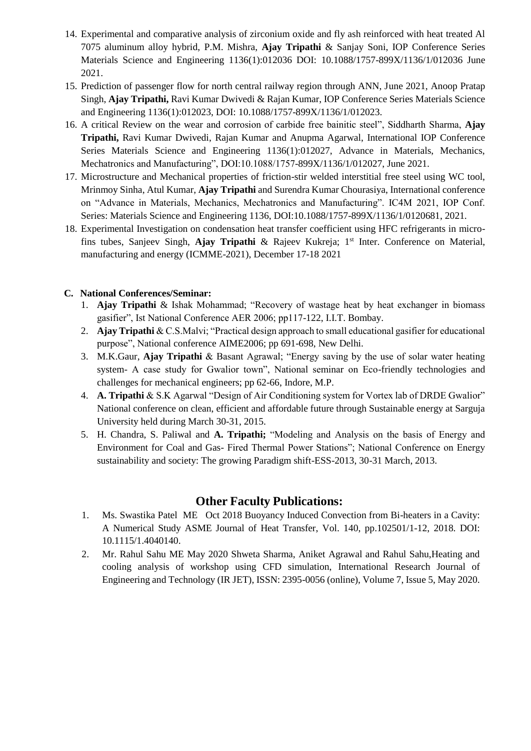14. Experimental and comparative analysis of zirconium oxide and fly ash reinforced with heat treated Al 7075 aluminum alloy hybrid, P.M. Mishra, **Ajay Tripathi** & Sanjay Soni, IOP Conference Series Materials Science and Engineering 1136(1):012036 DOI: 10.1088/1757-899X/1136/1/012036 June 2021.
15. Prediction of passenger flow for north central railway region through ANN, June 2021, Anoop Pratap Singh, **Ajay Tripathi,** Ravi Kumar Dwivedi & Rajan Kumar, IOP Conference Series Materials Science and Engineering 1136(1):012023, DOI: 10.1088/1757-899X/1136/1/012023.
16. A critical Review on the wear and corrosion of carbide free bainitic steel", Siddharth Sharma, **Ajay Tripathi,** Ravi Kumar Dwivedi, Rajan Kumar and Anupma Agarwal, International IOP Conference Series Materials Science and Engineering 1136(1):012027, Advance in Materials, Mechanics, Mechatronics and Manufacturing", DOI:10.1088/1757-899X/1136/1/012027, June 2021.
17. Microstructure and Mechanical properties of friction-stir welded interstitial free steel using WC tool, Mrinmoy Sinha, Atul Kumar, **Ajay Tripathi** and Surendra Kumar Chourasiya, International conference on "Advance in Materials, Mechanics, Mechatronics and Manufacturing". IC4M 2021, IOP Conf. Series: Materials Science and Engineering 1136, DOI:10.1088/1757-899X/1136/1/0120681, 2021.
18. Experimental Investigation on condensation heat transfer coefficient using HFC refrigerants in micro-fins tubes, Sanjeev Singh, **Ajay Tripathi** & Rajeev Kukreja; 1st Inter. Conference on Material, manufacturing and energy (ICMME-2021), December 17-18 2021

**C. National Conferences/Seminar:**

1. **Ajay Tripathi** & Ishak Mohammad; "Recovery of wastage heat by heat exchanger in biomass gasifier", Ist National Conference AER 2006; pp117-122, I.I.T. Bombay.
2. **Ajay Tripathi** & C.S.Malvi; "Practical design approach to small educational gasifier for educational purpose", National conference AIME2006; pp 691-698, New Delhi.
3. M.K.Gaur, **Ajay Tripathi** & Basant Agrawal; "Energy saving by the use of solar water heating system- A case study for Gwalior town", National seminar on Eco-friendly technologies and challenges for mechanical engineers; pp 62-66, Indore, M.P.
4. **A. Tripathi** & S.K Agarwal "Design of Air Conditioning system for Vortex lab of DRDE Gwalior" National conference on clean, efficient and affordable future through Sustainable energy at Sarguja University held during March 30-31, 2015.
5. H. Chandra, S. Paliwal and **A. Tripathi;** "Modeling and Analysis on the basis of Energy and Environment for Coal and Gas- Fired Thermal Power Stations"; National Conference on Energy sustainability and society: The growing Paradigm shift-ESS-2013, 30-31 March, 2013.

## Other Faculty Publications:

1. Ms. Swastika Patel ME Oct 2018 Buoyancy Induced Convection from Bi-heaters in a Cavity: A Numerical Study ASME Journal of Heat Transfer, Vol. 140, pp.102501/1-12, 2018. DOI: 10.1115/1.4040140.
2. Mr. Rahul Sahu ME May 2020 Shweta Sharma, Aniket Agrawal and Rahul Sahu,Heating and cooling analysis of workshop using CFD simulation, International Research Journal of Engineering and Technology (IR JET), ISSN: 2395-0056 (online), Volume 7, Issue 5, May 2020.